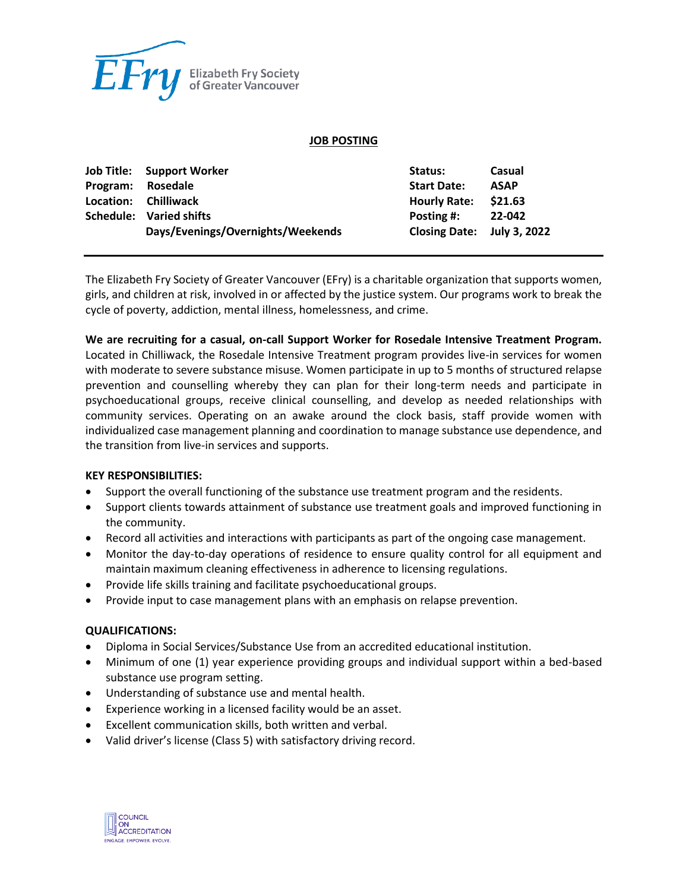Elizabeth Fry Society of Greater Vancouver

# JOB POSTING

| | | | |
|---|---|---|---|
| **Job Title:** | **Support Worker** | **Status:** | **Casual** |
| **Program:** | **Rosedale** | **Start Date:** | **ASAP** |
| **Location:** | **Chilliwack** | **Hourly Rate:** | **$21.63** |
| **Schedule:** | **Varied shifts** | **Posting #:** | **22-042** |
| | **Days/Evenings/Overnights/Weekends** | **Closing Date:** | **July 3, 2022** |

The Elizabeth Fry Society of Greater Vancouver (EFry) is a charitable organization that supports women, girls, and children at risk, involved in or affected by the justice system. Our programs work to break the cycle of poverty, addiction, mental illness, homelessness, and crime.

**We are recruiting for a casual, on-call Support Worker for Rosedale Intensive Treatment Program.** Located in Chilliwack, the Rosedale Intensive Treatment program provides live-in services for women with moderate to severe substance misuse. Women participate in up to 5 months of structured relapse prevention and counselling whereby they can plan for their long-term needs and participate in psychoeducational groups, receive clinical counselling, and develop as needed relationships with community services. Operating on an awake around the clock basis, staff provide women with individualized case management planning and coordination to manage substance use dependence, and the transition from live-in services and supports.

### KEY RESPONSIBILITIES:

- Support the overall functioning of the substance use treatment program and the residents.
- Support clients towards attainment of substance use treatment goals and improved functioning in the community.
- Record all activities and interactions with participants as part of the ongoing case management.
- Monitor the day-to-day operations of residence to ensure quality control for all equipment and maintain maximum cleaning effectiveness in adherence to licensing regulations.
- Provide life skills training and facilitate psychoeducational groups.
- Provide input to case management plans with an emphasis on relapse prevention.

### QUALIFICATIONS:

- Diploma in Social Services/Substance Use from an accredited educational institution.
- Minimum of one (1) year experience providing groups and individual support within a bed-based substance use program setting.
- Understanding of substance use and mental health.
- Experience working in a licensed facility would be an asset.
- Excellent communication skills, both written and verbal.
- Valid driver's license (Class 5) with satisfactory driving record.

COUNCIL ON ACCREDITATION
ENGAGE. EMPOWER. EVOLVE.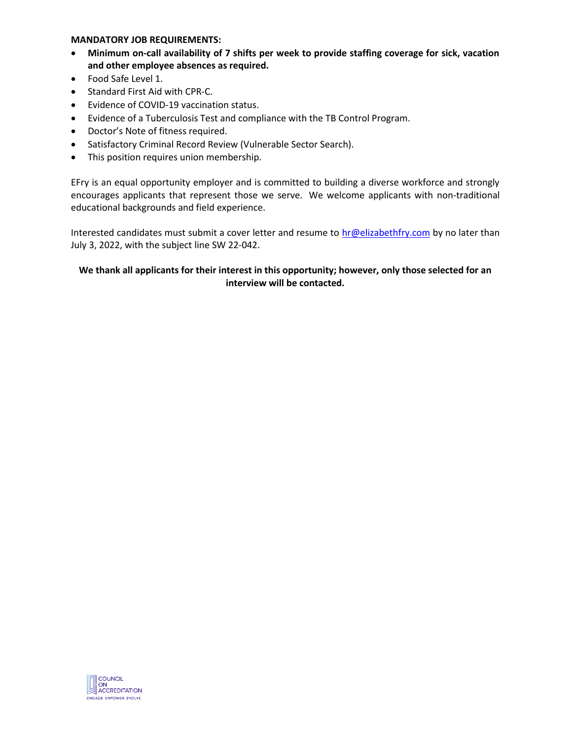**MANDATORY JOB REQUIREMENTS:**

- **Minimum on-call availability of 7 shifts per week to provide staffing coverage for sick, vacation and other employee absences as required.**
- Food Safe Level 1.
- Standard First Aid with CPR-C.
- Evidence of COVID-19 vaccination status.
- Evidence of a Tuberculosis Test and compliance with the TB Control Program.
- Doctor's Note of fitness required.
- Satisfactory Criminal Record Review (Vulnerable Sector Search).
- This position requires union membership.

EFry is an equal opportunity employer and is committed to building a diverse workforce and strongly encourages applicants that represent those we serve. We welcome applicants with non-traditional educational backgrounds and field experience.

Interested candidates must submit a cover letter and resume to hr@elizabethfry.com by no later than July 3, 2022, with the subject line SW 22-042.

**We thank all applicants for their interest in this opportunity; however, only those selected for an interview will be contacted.**

COUNCIL ON ACCREDITATION
ENGAGE. EMPOWER. EVOLVE.